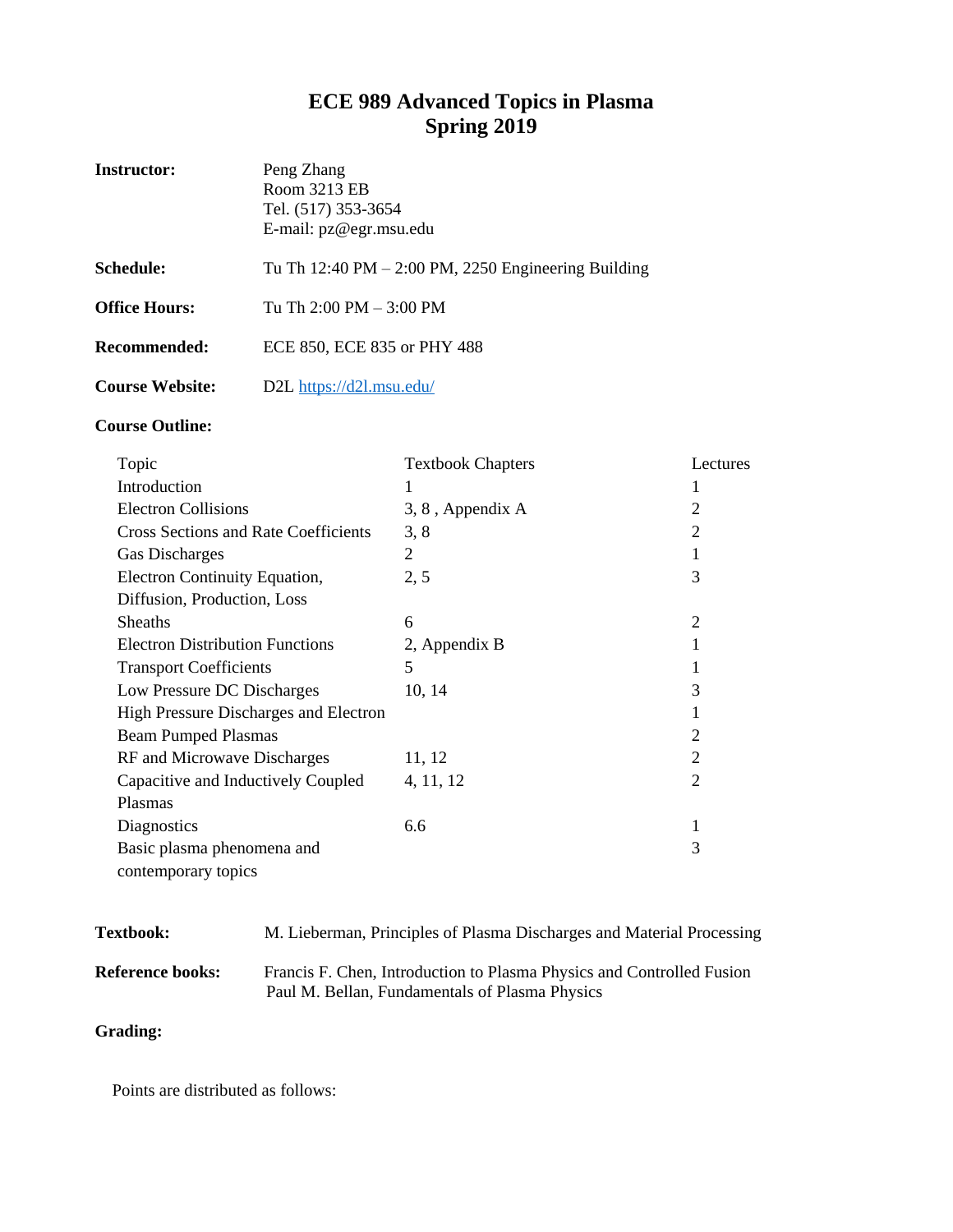# ECE 989 Advanced Topics in Plasma
# Spring 2019

**Instructor:** Peng Zhang
Room 3213 EB
Tel. (517) 353-3654
E-mail: pz@egr.msu.edu

**Schedule:** Tu Th 12:40 PM – 2:00 PM, 2250 Engineering Building

**Office Hours:** Tu Th 2:00 PM – 3:00 PM

**Recommended:** ECE 850, ECE 835 or PHY 488

**Course Website:** D2L https://d2l.msu.edu/

**Course Outline:**

| Topic | Textbook Chapters | Lectures |
|---|---|---|
| Introduction | 1 | 1 |
| Electron Collisions | 3, 8 , Appendix A | 2 |
| Cross Sections and Rate Coefficients | 3, 8 | 2 |
| Gas Discharges | 2 | 1 |
| Electron Continuity Equation, Diffusion, Production, Loss | 2, 5 | 3 |
| Sheaths | 6 | 2 |
| Electron Distribution Functions | 2, Appendix B | 1 |
| Transport Coefficients | 5 | 1 |
| Low Pressure DC Discharges | 10, 14 | 3 |
| High Pressure Discharges and Electron | | 1 |
| Beam Pumped Plasmas | | 2 |
| RF and Microwave Discharges | 11, 12 | 2 |
| Capacitive and Inductively Coupled Plasmas | 4, 11, 12 | 2 |
| Diagnostics | 6.6 | 1 |
| Basic plasma phenomena and contemporary topics | | 3 |

**Textbook:** M. Lieberman, Principles of Plasma Discharges and Material Processing

**Reference books:** Francis F. Chen, Introduction to Plasma Physics and Controlled Fusion
Paul M. Bellan, Fundamentals of Plasma Physics

**Grading:**

Points are distributed as follows: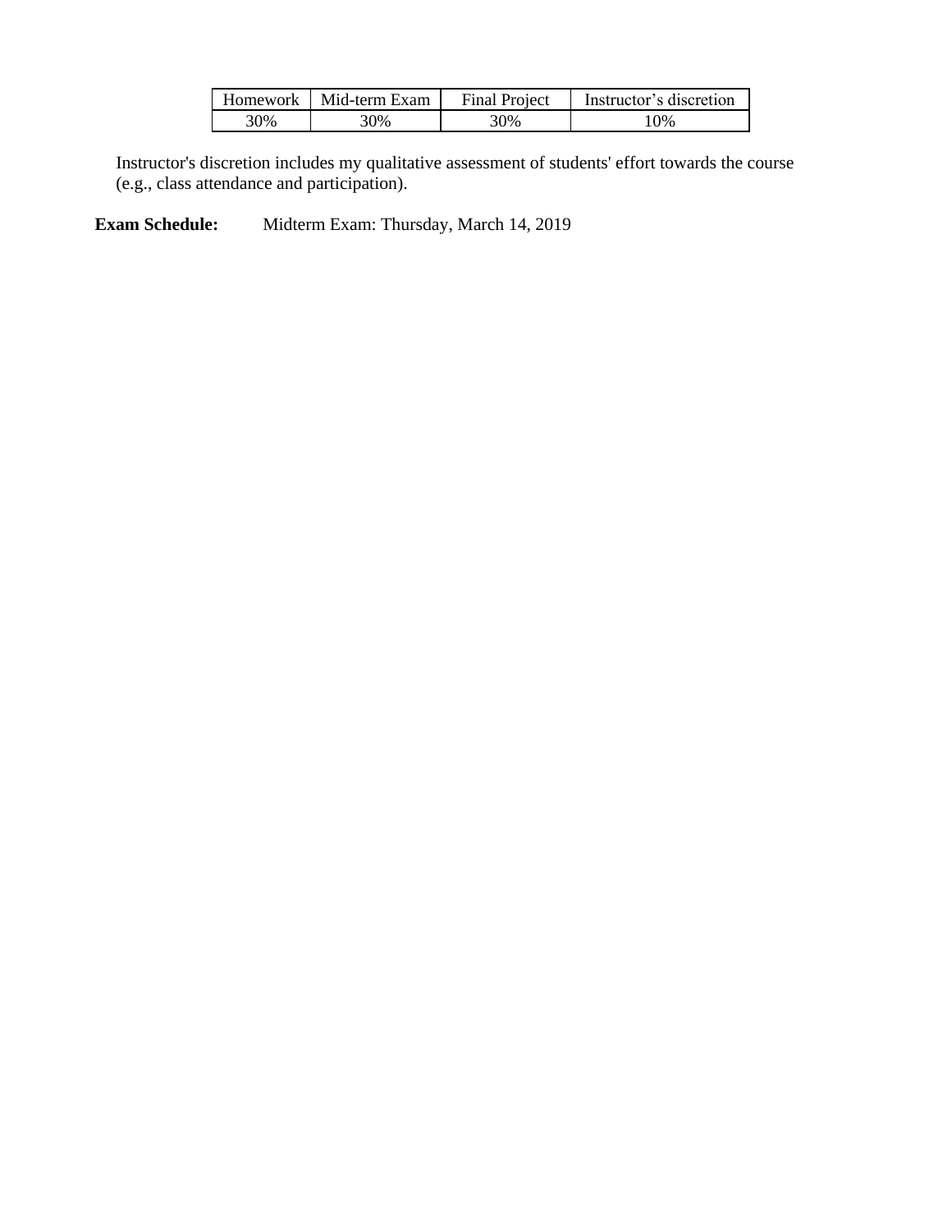| Homework | Mid-term Exam | Final Project | Instructor's discretion |
|---|---|---|---|
| 30% | 30% | 30% | 10% |

Instructor's discretion includes my qualitative assessment of students' effort towards the course (e.g., class attendance and participation).

**Exam Schedule:** Midterm Exam: Thursday, March 14, 2019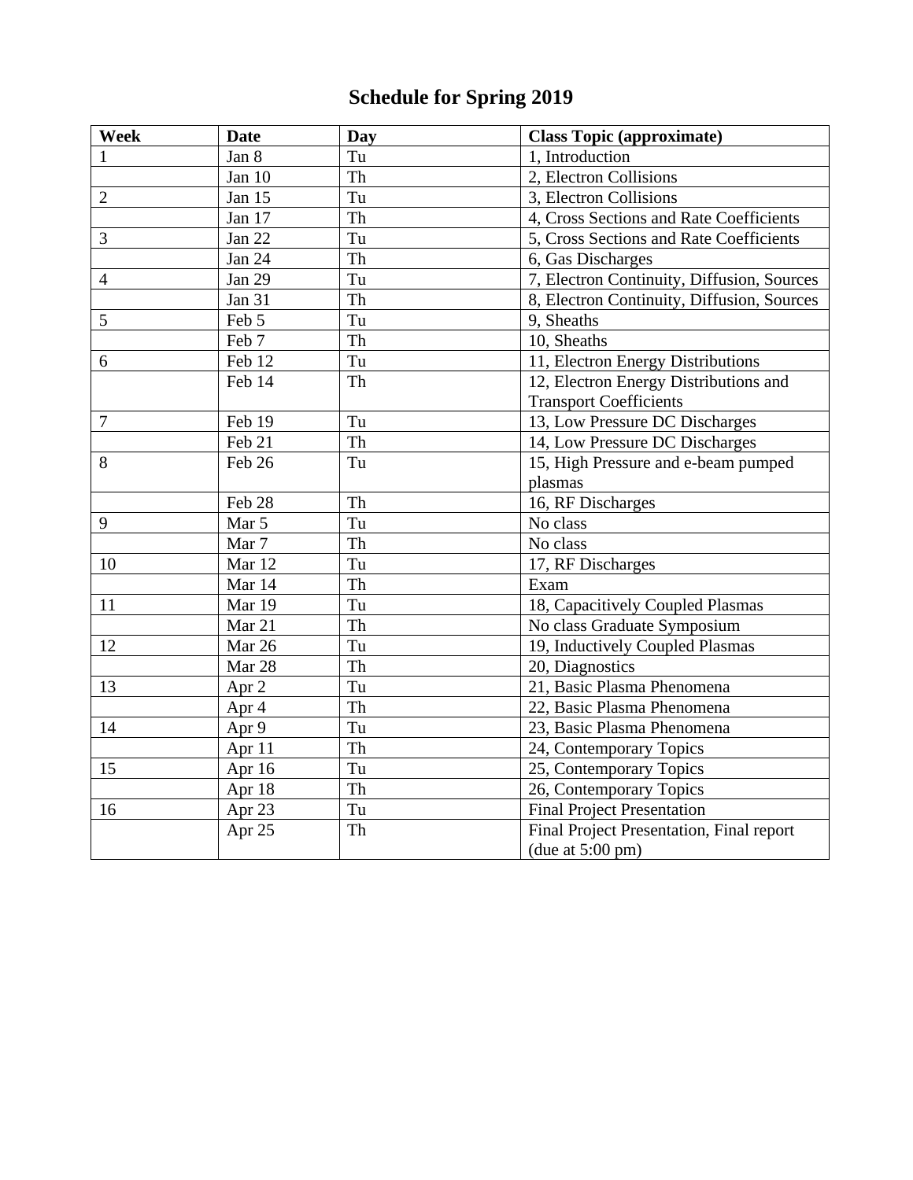# Schedule for Spring 2019

| Week | Date | Day | Class Topic (approximate) |
|---|---|---|---|
| 1 | Jan 8 | Tu | 1, Introduction |
| | Jan 10 | Th | 2, Electron Collisions |
| 2 | Jan 15 | Tu | 3, Electron Collisions |
| | Jan 17 | Th | 4, Cross Sections and Rate Coefficients |
| 3 | Jan 22 | Tu | 5, Cross Sections and Rate Coefficients |
| | Jan 24 | Th | 6, Gas Discharges |
| 4 | Jan 29 | Tu | 7, Electron Continuity, Diffusion, Sources |
| | Jan 31 | Th | 8, Electron Continuity, Diffusion, Sources |
| 5 | Feb 5 | Tu | 9, Sheaths |
| | Feb 7 | Th | 10, Sheaths |
| 6 | Feb 12 | Tu | 11, Electron Energy Distributions |
| | Feb 14 | Th | 12, Electron Energy Distributions and Transport Coefficients |
| 7 | Feb 19 | Tu | 13, Low Pressure DC Discharges |
| | Feb 21 | Th | 14, Low Pressure DC Discharges |
| 8 | Feb 26 | Tu | 15, High Pressure and e-beam pumped plasmas |
| | Feb 28 | Th | 16, RF Discharges |
| 9 | Mar 5 | Tu | No class |
| | Mar 7 | Th | No class |
| 10 | Mar 12 | Tu | 17, RF Discharges |
| | Mar 14 | Th | Exam |
| 11 | Mar 19 | Tu | 18, Capacitively Coupled Plasmas |
| | Mar 21 | Th | No class Graduate Symposium |
| 12 | Mar 26 | Tu | 19, Inductively Coupled Plasmas |
| | Mar 28 | Th | 20, Diagnostics |
| 13 | Apr 2 | Tu | 21, Basic Plasma Phenomena |
| | Apr 4 | Th | 22, Basic Plasma Phenomena |
| 14 | Apr 9 | Tu | 23, Basic Plasma Phenomena |
| | Apr 11 | Th | 24, Contemporary Topics |
| 15 | Apr 16 | Tu | 25, Contemporary Topics |
| | Apr 18 | Th | 26, Contemporary Topics |
| 16 | Apr 23 | Tu | Final Project Presentation |
| | Apr 25 | Th | Final Project Presentation, Final report (due at 5:00 pm) |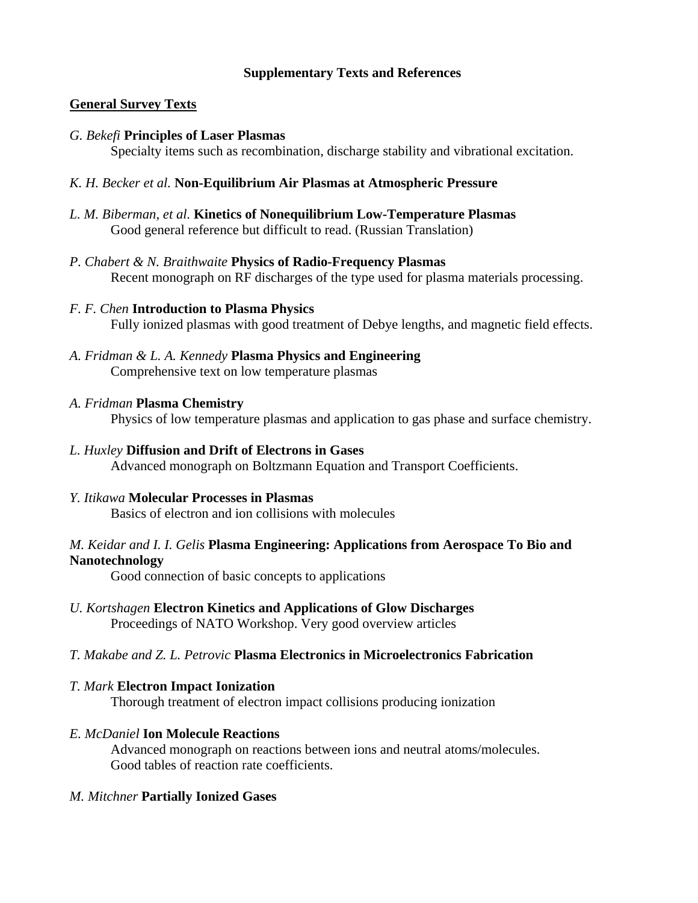**Supplementary Texts and References**

**General Survey Texts**

*G. Bekefi* **Principles of Laser Plasmas**
Specialty items such as recombination, discharge stability and vibrational excitation.

*K. H. Becker et al.* **Non-Equilibrium Air Plasmas at Atmospheric Pressure**

*L. M. Biberman, et al.* **Kinetics of Nonequilibrium Low-Temperature Plasmas**
Good general reference but difficult to read. (Russian Translation)

*P. Chabert & N. Braithwaite* **Physics of Radio-Frequency Plasmas**
Recent monograph on RF discharges of the type used for plasma materials processing.

*F. F. Chen* **Introduction to Plasma Physics**
Fully ionized plasmas with good treatment of Debye lengths, and magnetic field effects.

*A. Fridman & L. A. Kennedy* **Plasma Physics and Engineering**
Comprehensive text on low temperature plasmas

*A. Fridman* **Plasma Chemistry**
Physics of low temperature plasmas and application to gas phase and surface chemistry.

*L. Huxley* **Diffusion and Drift of Electrons in Gases**
Advanced monograph on Boltzmann Equation and Transport Coefficients.

*Y. Itikawa* **Molecular Processes in Plasmas**
Basics of electron and ion collisions with molecules

*M. Keidar and I. I. Gelis* **Plasma Engineering: Applications from Aerospace To Bio and Nanotechnology**
Good connection of basic concepts to applications

*U. Kortshagen* **Electron Kinetics and Applications of Glow Discharges**
Proceedings of NATO Workshop. Very good overview articles

*T. Makabe and Z. L. Petrovic* **Plasma Electronics in Microelectronics Fabrication**

*T. Mark* **Electron Impact Ionization**
Thorough treatment of electron impact collisions producing ionization

*E. McDaniel* **Ion Molecule Reactions**
Advanced monograph on reactions between ions and neutral atoms/molecules.
Good tables of reaction rate coefficients.

*M. Mitchner* **Partially Ionized Gases**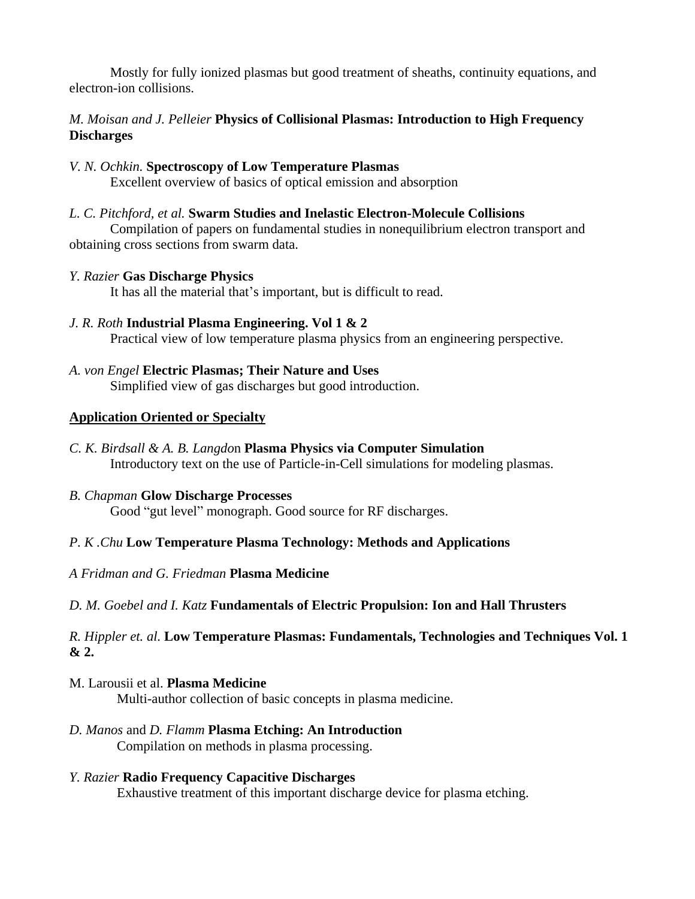Mostly for fully ionized plasmas but good treatment of sheaths, continuity equations, and electron-ion collisions.

*M. Moisan and J. Pelleier* **Physics of Collisional Plasmas: Introduction to High Frequency Discharges**

*V. N. Ochkin.* **Spectroscopy of Low Temperature Plasmas**
Excellent overview of basics of optical emission and absorption

*L. C. Pitchford, et al.* **Swarm Studies and Inelastic Electron-Molecule Collisions**
Compilation of papers on fundamental studies in nonequilibrium electron transport and obtaining cross sections from swarm data.

*Y. Razier* **Gas Discharge Physics**
It has all the material that's important, but is difficult to read.

*J. R. Roth* **Industrial Plasma Engineering. Vol 1 & 2**
Practical view of low temperature plasma physics from an engineering perspective.

*A. von Engel* **Electric Plasmas; Their Nature and Uses**
Simplified view of gas discharges but good introduction.

## Application Oriented or Specialty

*C. K. Birdsall & A. B. Langdo*n **Plasma Physics via Computer Simulation**
Introductory text on the use of Particle-in-Cell simulations for modeling plasmas.

*B. Chapman* **Glow Discharge Processes**
Good "gut level" monograph. Good source for RF discharges.

*P. K .Chu* **Low Temperature Plasma Technology: Methods and Applications**

*A Fridman and G. Friedman* **Plasma Medicine**

*D. M. Goebel and I. Katz* **Fundamentals of Electric Propulsion: Ion and Hall Thrusters**

*R. Hippler et. al.* **Low Temperature Plasmas: Fundamentals, Technologies and Techniques Vol. 1 & 2.**

M. Larousii et al. **Plasma Medicine**
Multi-author collection of basic concepts in plasma medicine.

*D. Manos* and *D. Flamm* **Plasma Etching: An Introduction**
Compilation on methods in plasma processing.

*Y. Razier* **Radio Frequency Capacitive Discharges**
Exhaustive treatment of this important discharge device for plasma etching.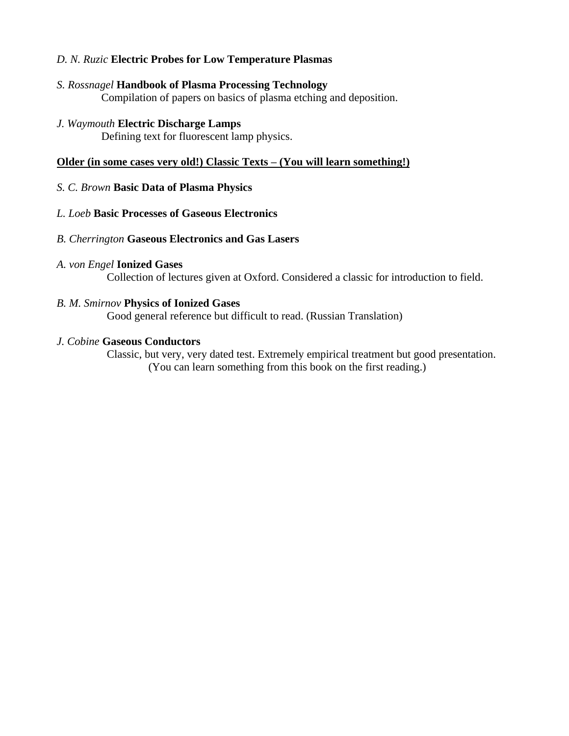*D. N. Ruzic* **Electric Probes for Low Temperature Plasmas**

*S. Rossnagel* **Handbook of Plasma Processing Technology**
Compilation of papers on basics of plasma etching and deposition.

*J. Waymouth* **Electric Discharge Lamps**
Defining text for fluorescent lamp physics.

**<u>Older (in some cases very old!) Classic Texts – (You will learn something!)</u>**

*S. C. Brown* **Basic Data of Plasma Physics**

*L. Loeb* **Basic Processes of Gaseous Electronics**

*B. Cherrington* **Gaseous Electronics and Gas Lasers**

*A. von Engel* **Ionized Gases**
Collection of lectures given at Oxford. Considered a classic for introduction to field.

*B. M. Smirnov* **Physics of Ionized Gases**
Good general reference but difficult to read. (Russian Translation)

*J. Cobine* **Gaseous Conductors**
Classic, but very, very dated test. Extremely empirical treatment but good presentation. (You can learn something from this book on the first reading.)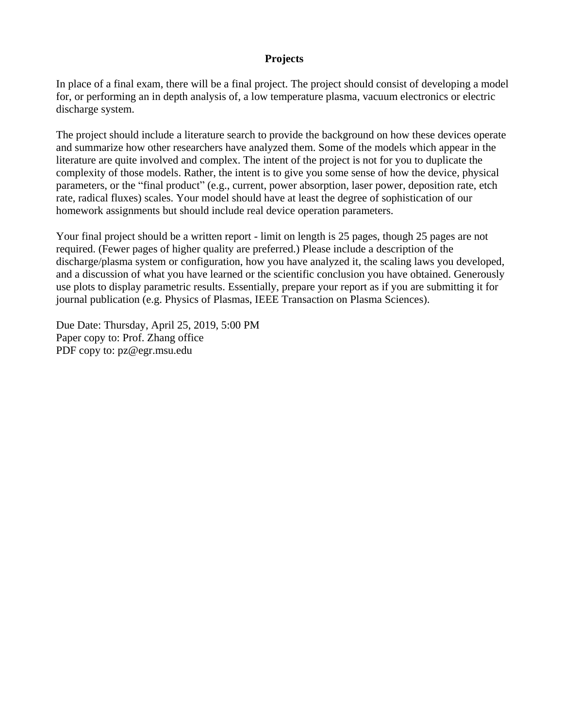# Projects

In place of a final exam, there will be a final project. The project should consist of developing a model for, or performing an in depth analysis of, a low temperature plasma, vacuum electronics or electric discharge system.

The project should include a literature search to provide the background on how these devices operate and summarize how other researchers have analyzed them. Some of the models which appear in the literature are quite involved and complex. The intent of the project is not for you to duplicate the complexity of those models. Rather, the intent is to give you some sense of how the device, physical parameters, or the "final product" (e.g., current, power absorption, laser power, deposition rate, etch rate, radical fluxes) scales. Your model should have at least the degree of sophistication of our homework assignments but should include real device operation parameters.

Your final project should be a written report - limit on length is 25 pages, though 25 pages are not required. (Fewer pages of higher quality are preferred.) Please include a description of the discharge/plasma system or configuration, how you have analyzed it, the scaling laws you developed, and a discussion of what you have learned or the scientific conclusion you have obtained. Generously use plots to display parametric results. Essentially, prepare your report as if you are submitting it for journal publication (e.g. Physics of Plasmas, IEEE Transaction on Plasma Sciences).

Due Date: Thursday, April 25, 2019, 5:00 PM
Paper copy to: Prof. Zhang office
PDF copy to: pz@egr.msu.edu